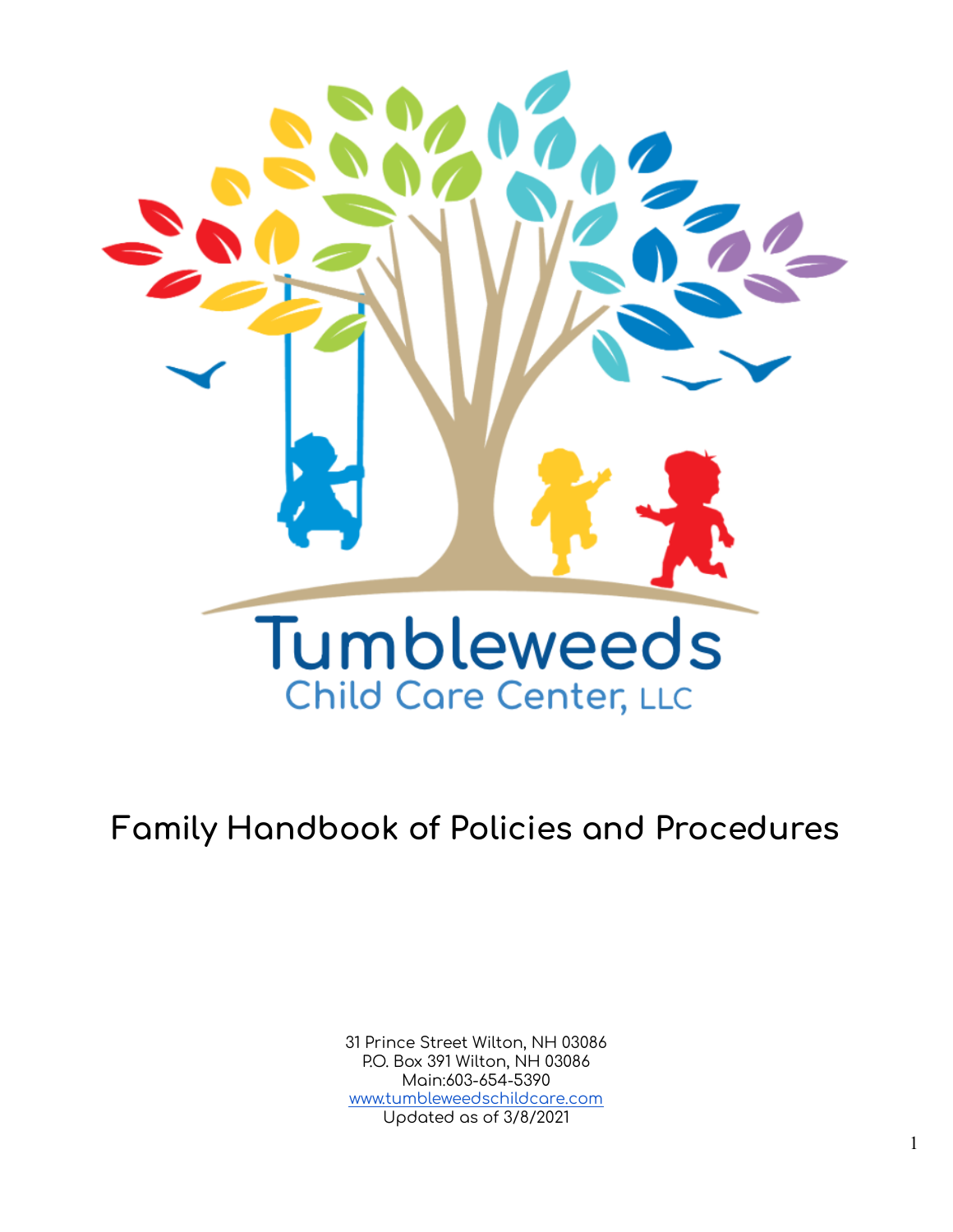# Tumbleweeds

## Child Care Center, LLC

# Family Handbook of Policies and Procedures

31 Prince Street Wilton, NH 03086
P.O. Box 391 Wilton, NH 03086
Main:603-654-5390
[www.tumbleweedschildcare.com](http://www.tumbleweedschildcare.com)
Updated as of 3/8/2021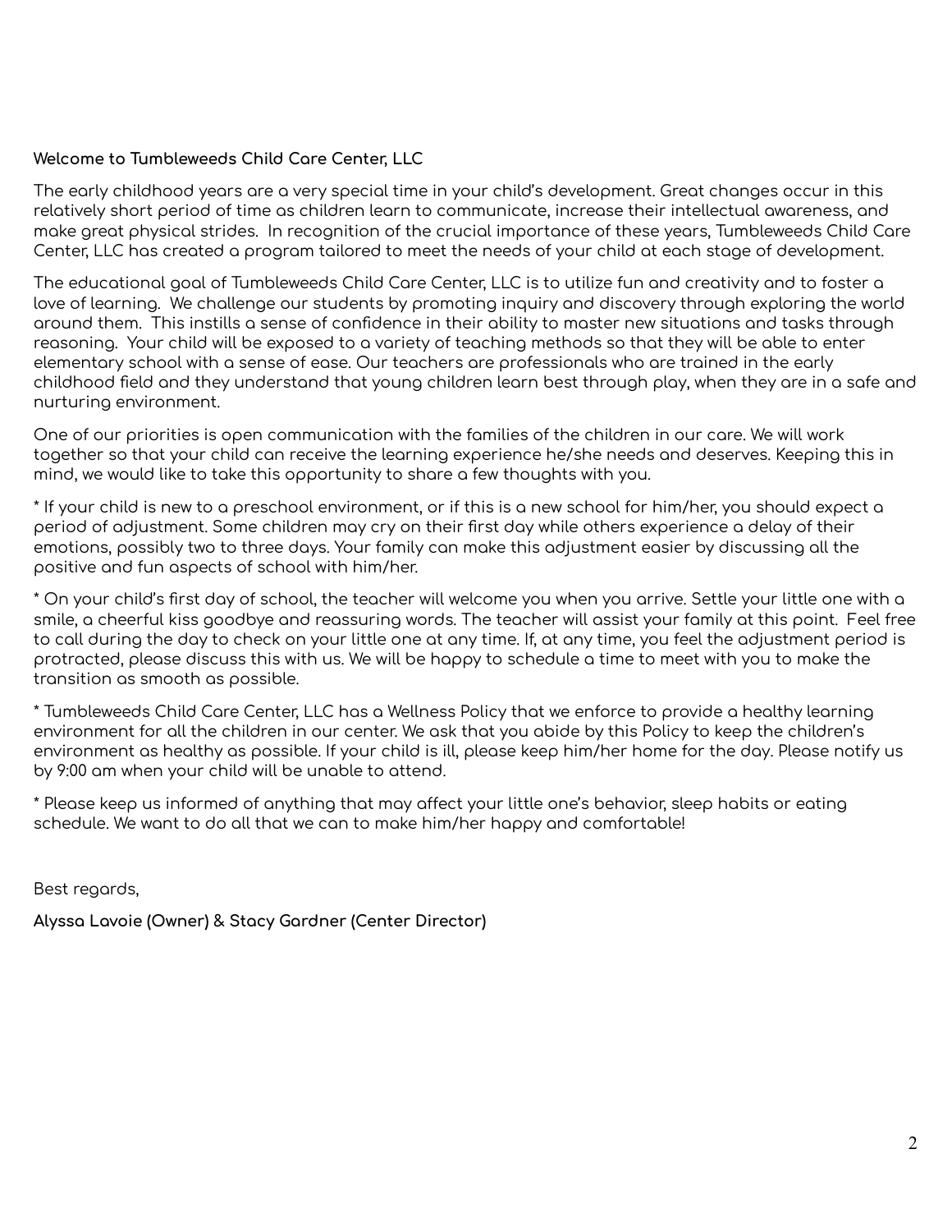**Welcome to Tumbleweeds Child Care Center, LLC**

The early childhood years are a very special time in your child's development. Great changes occur in this relatively short period of time as children learn to communicate, increase their intellectual awareness, and make great physical strides. In recognition of the crucial importance of these years, Tumbleweeds Child Care Center, LLC has created a program tailored to meet the needs of your child at each stage of development.

The educational goal of Tumbleweeds Child Care Center, LLC is to utilize fun and creativity and to foster a love of learning. We challenge our students by promoting inquiry and discovery through exploring the world around them. This instills a sense of confidence in their ability to master new situations and tasks through reasoning. Your child will be exposed to a variety of teaching methods so that they will be able to enter elementary school with a sense of ease. Our teachers are professionals who are trained in the early childhood field and they understand that young children learn best through play, when they are in a safe and nurturing environment.

One of our priorities is open communication with the families of the children in our care. We will work together so that your child can receive the learning experience he/she needs and deserves. Keeping this in mind, we would like to take this opportunity to share a few thoughts with you.

* If your child is new to a preschool environment, or if this is a new school for him/her, you should expect a period of adjustment. Some children may cry on their first day while others experience a delay of their emotions, possibly two to three days. Your family can make this adjustment easier by discussing all the positive and fun aspects of school with him/her.

* On your child's first day of school, the teacher will welcome you when you arrive. Settle your little one with a smile, a cheerful kiss goodbye and reassuring words. The teacher will assist your family at this point. Feel free to call during the day to check on your little one at any time. If, at any time, you feel the adjustment period is protracted, please discuss this with us. We will be happy to schedule a time to meet with you to make the transition as smooth as possible.

* Tumbleweeds Child Care Center, LLC has a Wellness Policy that we enforce to provide a healthy learning environment for all the children in our center. We ask that you abide by this Policy to keep the children's environment as healthy as possible. If your child is ill, please keep him/her home for the day. Please notify us by 9:00 am when your child will be unable to attend.

* Please keep us informed of anything that may affect your little one's behavior, sleep habits or eating schedule. We want to do all that we can to make him/her happy and comfortable!

Best regards,

**Alyssa Lavoie (Owner) & Stacy Gardner (Center Director)**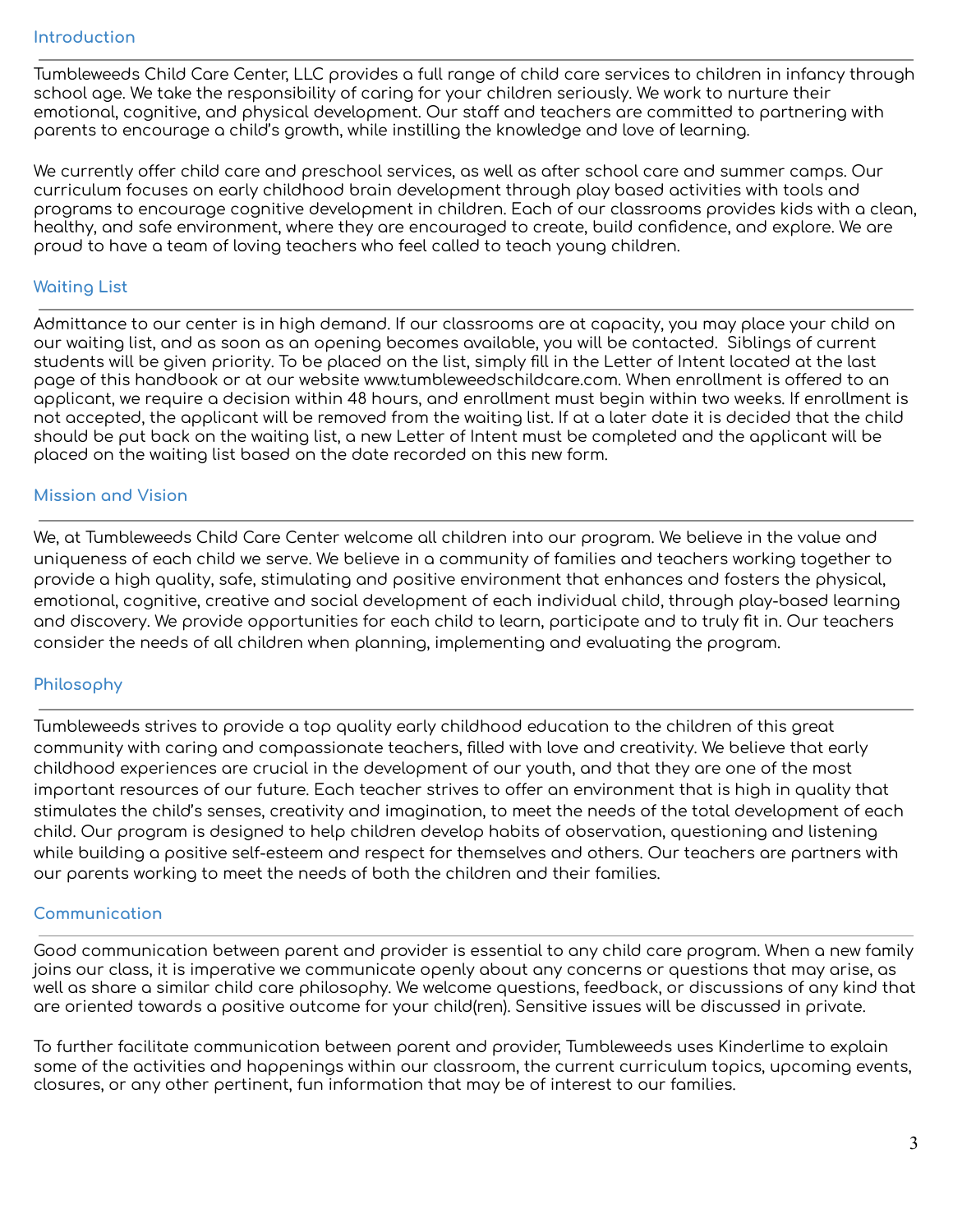## Introduction

Tumbleweeds Child Care Center, LLC provides a full range of child care services to children in infancy through school age. We take the responsibility of caring for your children seriously. We work to nurture their emotional, cognitive, and physical development. Our staff and teachers are committed to partnering with parents to encourage a child's growth, while instilling the knowledge and love of learning.

We currently offer child care and preschool services, as well as after school care and summer camps. Our curriculum focuses on early childhood brain development through play based activities with tools and programs to encourage cognitive development in children. Each of our classrooms provides kids with a clean, healthy, and safe environment, where they are encouraged to create, build confidence, and explore. We are proud to have a team of loving teachers who feel called to teach young children.

## Waiting List

Admittance to our center is in high demand. If our classrooms are at capacity, you may place your child on our waiting list, and as soon as an opening becomes available, you will be contacted.  Siblings of current students will be given priority. To be placed on the list, simply fill in the Letter of Intent located at the last page of this handbook or at our website www.tumbleweedschildcare.com. When enrollment is offered to an applicant, we require a decision within 48 hours, and enrollment must begin within two weeks. If enrollment is not accepted, the applicant will be removed from the waiting list. If at a later date it is decided that the child should be put back on the waiting list, a new Letter of Intent must be completed and the applicant will be placed on the waiting list based on the date recorded on this new form.

## Mission and Vision

We, at Tumbleweeds Child Care Center welcome all children into our program. We believe in the value and uniqueness of each child we serve. We believe in a community of families and teachers working together to provide a high quality, safe, stimulating and positive environment that enhances and fosters the physical, emotional, cognitive, creative and social development of each individual child, through play-based learning and discovery. We provide opportunities for each child to learn, participate and to truly fit in. Our teachers consider the needs of all children when planning, implementing and evaluating the program.

## Philosophy

Tumbleweeds strives to provide a top quality early childhood education to the children of this great community with caring and compassionate teachers, filled with love and creativity. We believe that early childhood experiences are crucial in the development of our youth, and that they are one of the most important resources of our future. Each teacher strives to offer an environment that is high in quality that stimulates the child's senses, creativity and imagination, to meet the needs of the total development of each child. Our program is designed to help children develop habits of observation, questioning and listening while building a positive self-esteem and respect for themselves and others. Our teachers are partners with our parents working to meet the needs of both the children and their families.

## Communication

Good communication between parent and provider is essential to any child care program. When a new family joins our class, it is imperative we communicate openly about any concerns or questions that may arise, as well as share a similar child care philosophy. We welcome questions, feedback, or discussions of any kind that are oriented towards a positive outcome for your child(ren). Sensitive issues will be discussed in private.

To further facilitate communication between parent and provider, Tumbleweeds uses Kinderlime to explain some of the activities and happenings within our classroom, the current curriculum topics, upcoming events, closures, or any other pertinent, fun information that may be of interest to our families.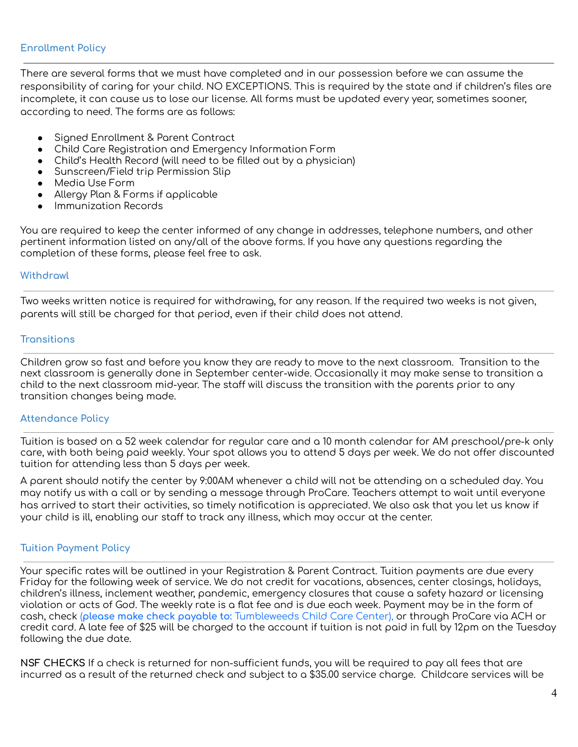## Enrollment Policy

There are several forms that we must have completed and in our possession before we can assume the responsibility of caring for your child. NO EXCEPTIONS. This is required by the state and if children's files are incomplete, it can cause us to lose our license. All forms must be updated every year, sometimes sooner, according to need. The forms are as follows:

- Signed Enrollment & Parent Contract
- Child Care Registration and Emergency Information Form
- Child's Health Record (will need to be filled out by a physician)
- Sunscreen/Field trip Permission Slip
- Media Use Form
- Allergy Plan & Forms if applicable
- Immunization Records

You are required to keep the center informed of any change in addresses, telephone numbers, and other pertinent information listed on any/all of the above forms. If you have any questions regarding the completion of these forms, please feel free to ask.

## Withdrawl

Two weeks written notice is required for withdrawing, for any reason. If the required two weeks is not given, parents will still be charged for that period, even if their child does not attend.

## Transitions

Children grow so fast and before you know they are ready to move to the next classroom. Transition to the next classroom is generally done in September center-wide. Occasionally it may make sense to transition a child to the next classroom mid-year. The staff will discuss the transition with the parents prior to any transition changes being made.

## Attendance Policy

Tuition is based on a 52 week calendar for regular care and a 10 month calendar for AM preschool/pre-k only care, with both being paid weekly. Your spot allows you to attend 5 days per week. We do not offer discounted tuition for attending less than 5 days per week.

A parent should notify the center by 9:00AM whenever a child will not be attending on a scheduled day. You may notify us with a call or by sending a message through ProCare. Teachers attempt to wait until everyone has arrived to start their activities, so timely notification is appreciated. We also ask that you let us know if your child is ill, enabling our staff to track any illness, which may occur at the center.

## Tuition Payment Policy

Your specific rates will be outlined in your Registration & Parent Contract. Tuition payments are due every Friday for the following week of service. We do not credit for vacations, absences, center closings, holidays, children's illness, inclement weather, pandemic, emergency closures that cause a safety hazard or licensing violation or acts of God. The weekly rate is a flat fee and is due each week. Payment may be in the form of cash, check (**please make check payable to:** Tumbleweeds Child Care Center), or through ProCare via ACH or credit card. A late fee of $25 will be charged to the account if tuition is not paid in full by 12pm on the Tuesday following the due date.

**NSF CHECKS** If a check is returned for non-sufficient funds, you will be required to pay all fees that are incurred as a result of the returned check and subject to a $35.00 service charge. Childcare services will be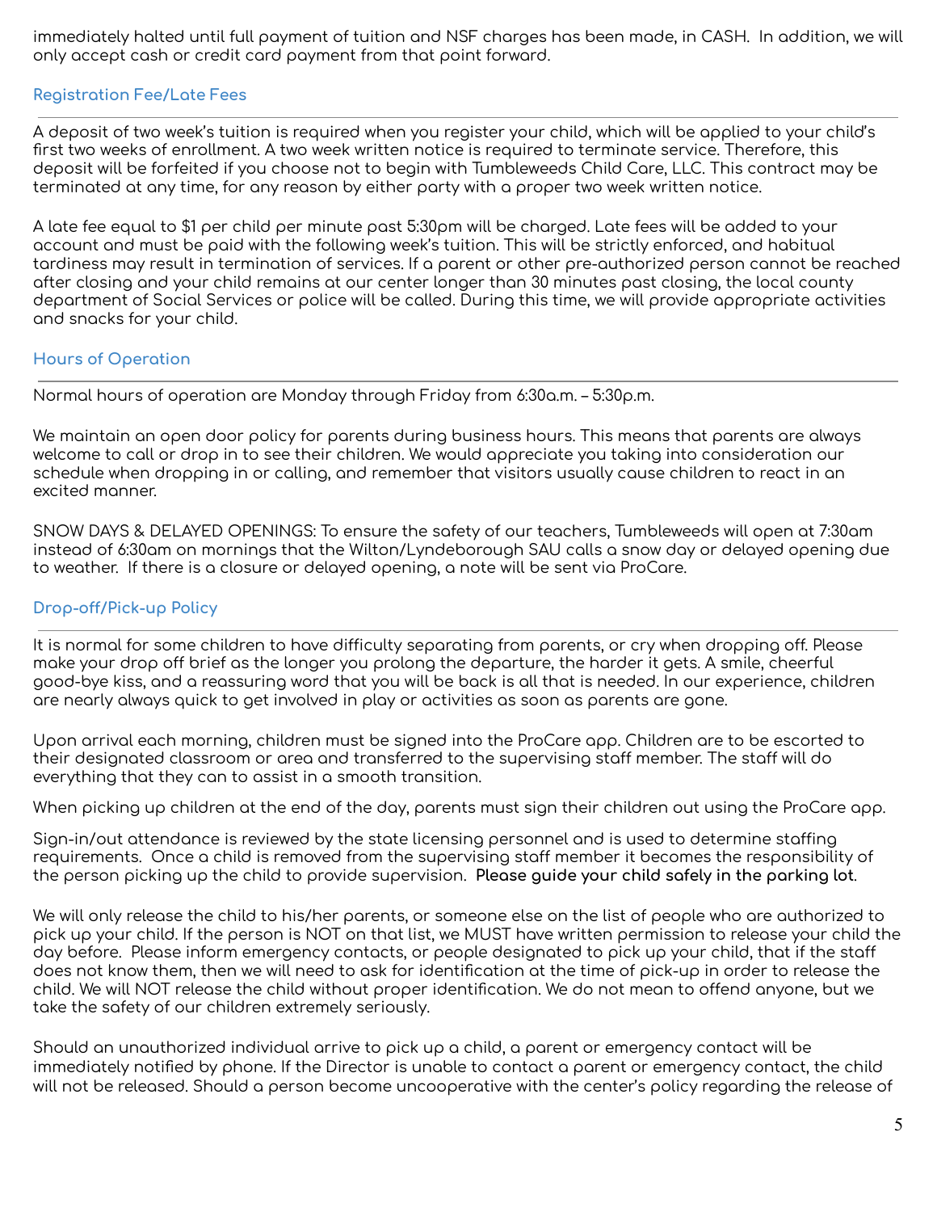immediately halted until full payment of tuition and NSF charges has been made, in CASH. In addition, we will only accept cash or credit card payment from that point forward.

## Registration Fee/Late Fees

A deposit of two week's tuition is required when you register your child, which will be applied to your child's first two weeks of enrollment. A two week written notice is required to terminate service. Therefore, this deposit will be forfeited if you choose not to begin with Tumbleweeds Child Care, LLC. This contract may be terminated at any time, for any reason by either party with a proper two week written notice.

A late fee equal to $1 per child per minute past 5:30pm will be charged. Late fees will be added to your account and must be paid with the following week's tuition. This will be strictly enforced, and habitual tardiness may result in termination of services. If a parent or other pre-authorized person cannot be reached after closing and your child remains at our center longer than 30 minutes past closing, the local county department of Social Services or police will be called. During this time, we will provide appropriate activities and snacks for your child.

## Hours of Operation

Normal hours of operation are Monday through Friday from 6:30a.m. – 5:30p.m.

We maintain an open door policy for parents during business hours. This means that parents are always welcome to call or drop in to see their children. We would appreciate you taking into consideration our schedule when dropping in or calling, and remember that visitors usually cause children to react in an excited manner.

SNOW DAYS & DELAYED OPENINGS: To ensure the safety of our teachers, Tumbleweeds will open at 7:30am instead of 6:30am on mornings that the Wilton/Lyndeborough SAU calls a snow day or delayed opening due to weather. If there is a closure or delayed opening, a note will be sent via ProCare.

## Drop-off/Pick-up Policy

It is normal for some children to have difficulty separating from parents, or cry when dropping off. Please make your drop off brief as the longer you prolong the departure, the harder it gets. A smile, cheerful good-bye kiss, and a reassuring word that you will be back is all that is needed. In our experience, children are nearly always quick to get involved in play or activities as soon as parents are gone.

Upon arrival each morning, children must be signed into the ProCare app. Children are to be escorted to their designated classroom or area and transferred to the supervising staff member. The staff will do everything that they can to assist in a smooth transition.

When picking up children at the end of the day, parents must sign their children out using the ProCare app.

Sign-in/out attendance is reviewed by the state licensing personnel and is used to determine staffing requirements. Once a child is removed from the supervising staff member it becomes the responsibility of the person picking up the child to provide supervision. **Please guide your child safely in the parking lot**.

We will only release the child to his/her parents, or someone else on the list of people who are authorized to pick up your child. If the person is NOT on that list, we MUST have written permission to release your child the day before. Please inform emergency contacts, or people designated to pick up your child, that if the staff does not know them, then we will need to ask for identification at the time of pick-up in order to release the child. We will NOT release the child without proper identification. We do not mean to offend anyone, but we take the safety of our children extremely seriously.

Should an unauthorized individual arrive to pick up a child, a parent or emergency contact will be immediately notified by phone. If the Director is unable to contact a parent or emergency contact, the child will not be released. Should a person become uncooperative with the center's policy regarding the release of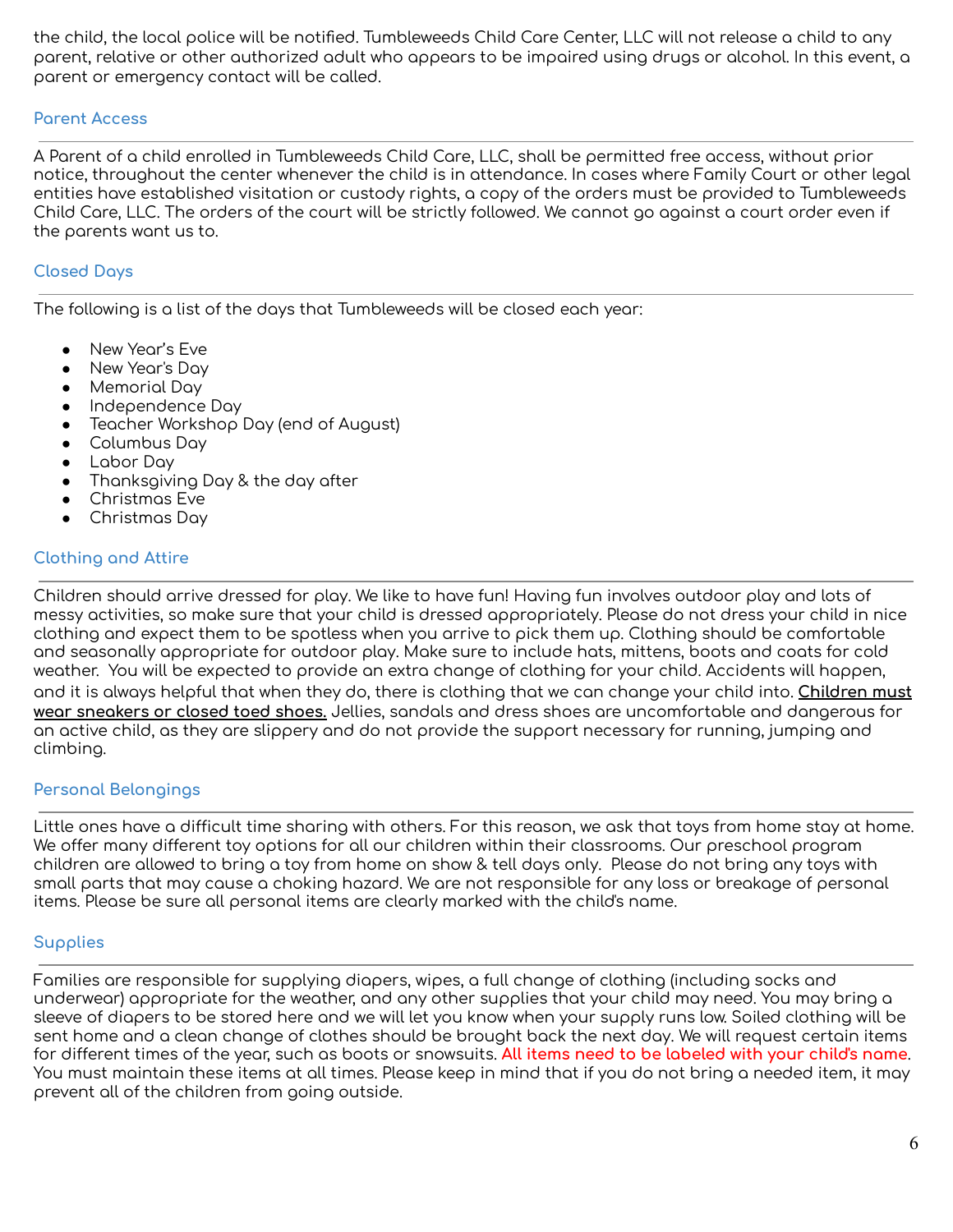the child, the local police will be notified. Tumbleweeds Child Care Center, LLC will not release a child to any parent, relative or other authorized adult who appears to be impaired using drugs or alcohol. In this event, a parent or emergency contact will be called.

## Parent Access

A Parent of a child enrolled in Tumbleweeds Child Care, LLC, shall be permitted free access, without prior notice, throughout the center whenever the child is in attendance. In cases where Family Court or other legal entities have established visitation or custody rights, a copy of the orders must be provided to Tumbleweeds Child Care, LLC. The orders of the court will be strictly followed. We cannot go against a court order even if the parents want us to.

## Closed Days

The following is a list of the days that Tumbleweeds will be closed each year:

- New Year's Eve
- New Year's Day
- Memorial Day
- Independence Day
- Teacher Workshop Day (end of August)
- Columbus Day
- Labor Day
- Thanksgiving Day & the day after
- Christmas Eve
- Christmas Day

## Clothing and Attire

Children should arrive dressed for play. We like to have fun! Having fun involves outdoor play and lots of messy activities, so make sure that your child is dressed appropriately. Please do not dress your child in nice clothing and expect them to be spotless when you arrive to pick them up. Clothing should be comfortable and seasonally appropriate for outdoor play. Make sure to include hats, mittens, boots and coats for cold weather. You will be expected to provide an extra change of clothing for your child. Accidents will happen, and it is always helpful that when they do, there is clothing that we can change your child into. **Children must wear sneakers or closed toed shoes.** Jellies, sandals and dress shoes are uncomfortable and dangerous for an active child, as they are slippery and do not provide the support necessary for running, jumping and climbing.

## Personal Belongings

Little ones have a difficult time sharing with others. For this reason, we ask that toys from home stay at home. We offer many different toy options for all our children within their classrooms. Our preschool program children are allowed to bring a toy from home on show & tell days only. Please do not bring any toys with small parts that may cause a choking hazard. We are not responsible for any loss or breakage of personal items. Please be sure all personal items are clearly marked with the child's name.

## Supplies

Families are responsible for supplying diapers, wipes, a full change of clothing (including socks and underwear) appropriate for the weather, and any other supplies that your child may need. You may bring a sleeve of diapers to be stored here and we will let you know when your supply runs low. Soiled clothing will be sent home and a clean change of clothes should be brought back the next day. We will request certain items for different times of the year, such as boots or snowsuits. All items need to be labeled with your child's name. You must maintain these items at all times. Please keep in mind that if you do not bring a needed item, it may prevent all of the children from going outside.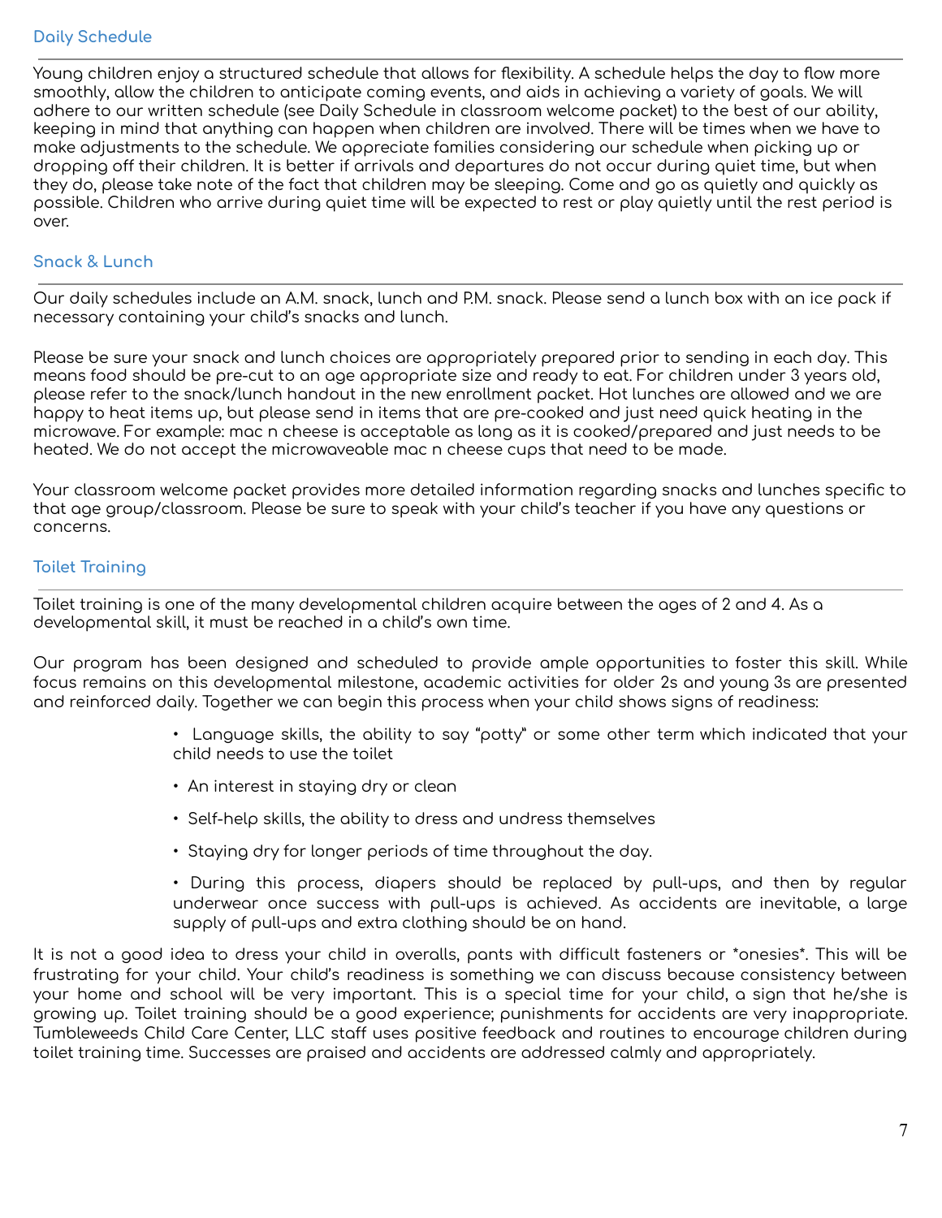## Daily Schedule

Young children enjoy a structured schedule that allows for flexibility. A schedule helps the day to flow more smoothly, allow the children to anticipate coming events, and aids in achieving a variety of goals. We will adhere to our written schedule (see Daily Schedule in classroom welcome packet) to the best of our ability, keeping in mind that anything can happen when children are involved. There will be times when we have to make adjustments to the schedule. We appreciate families considering our schedule when picking up or dropping off their children. It is better if arrivals and departures do not occur during quiet time, but when they do, please take note of the fact that children may be sleeping. Come and go as quietly and quickly as possible. Children who arrive during quiet time will be expected to rest or play quietly until the rest period is over.

## Snack & Lunch

Our daily schedules include an A.M. snack, lunch and P.M. snack. Please send a lunch box with an ice pack if necessary containing your child's snacks and lunch.

Please be sure your snack and lunch choices are appropriately prepared prior to sending in each day. This means food should be pre-cut to an age appropriate size and ready to eat. For children under 3 years old, please refer to the snack/lunch handout in the new enrollment packet. Hot lunches are allowed and we are happy to heat items up, but please send in items that are pre-cooked and just need quick heating in the microwave. For example: mac n cheese is acceptable as long as it is cooked/prepared and just needs to be heated. We do not accept the microwaveable mac n cheese cups that need to be made.

Your classroom welcome packet provides more detailed information regarding snacks and lunches specific to that age group/classroom. Please be sure to speak with your child's teacher if you have any questions or concerns.

## Toilet Training

Toilet training is one of the many developmental children acquire between the ages of 2 and 4. As a developmental skill, it must be reached in a child's own time.

Our program has been designed and scheduled to provide ample opportunities to foster this skill. While focus remains on this developmental milestone, academic activities for older 2s and young 3s are presented and reinforced daily. Together we can begin this process when your child shows signs of readiness:

- Language skills, the ability to say "potty" or some other term which indicated that your child needs to use the toilet
- An interest in staying dry or clean
- Self-help skills, the ability to dress and undress themselves
- Staying dry for longer periods of time throughout the day.
- During this process, diapers should be replaced by pull-ups, and then by regular underwear once success with pull-ups is achieved. As accidents are inevitable, a large supply of pull-ups and extra clothing should be on hand.

It is not a good idea to dress your child in overalls, pants with difficult fasteners or *onesies*. This will be frustrating for your child. Your child's readiness is something we can discuss because consistency between your home and school will be very important. This is a special time for your child, a sign that he/she is growing up. Toilet training should be a good experience; punishments for accidents are very inappropriate. Tumbleweeds Child Care Center, LLC staff uses positive feedback and routines to encourage children during toilet training time. Successes are praised and accidents are addressed calmly and appropriately.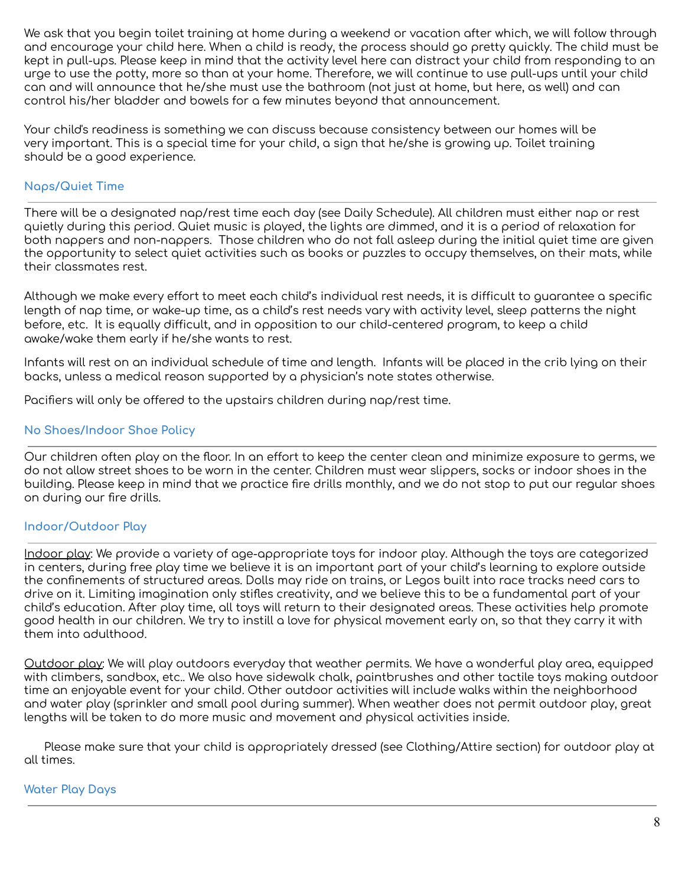We ask that you begin toilet training at home during a weekend or vacation after which, we will follow through and encourage your child here. When a child is ready, the process should go pretty quickly. The child must be kept in pull-ups. Please keep in mind that the activity level here can distract your child from responding to an urge to use the potty, more so than at your home. Therefore, we will continue to use pull-ups until your child can and will announce that he/she must use the bathroom (not just at home, but here, as well) and can control his/her bladder and bowels for a few minutes beyond that announcement.

Your child's readiness is something we can discuss because consistency between our homes will be very important. This is a special time for your child, a sign that he/she is growing up. Toilet training should be a good experience.

## Naps/Quiet Time

There will be a designated nap/rest time each day (see Daily Schedule). All children must either nap or rest quietly during this period. Quiet music is played, the lights are dimmed, and it is a period of relaxation for both nappers and non-nappers. Those children who do not fall asleep during the initial quiet time are given the opportunity to select quiet activities such as books or puzzles to occupy themselves, on their mats, while their classmates rest.

Although we make every effort to meet each child's individual rest needs, it is difficult to guarantee a specific length of nap time, or wake-up time, as a child's rest needs vary with activity level, sleep patterns the night before, etc. It is equally difficult, and in opposition to our child-centered program, to keep a child awake/wake them early if he/she wants to rest.

Infants will rest on an individual schedule of time and length. Infants will be placed in the crib lying on their backs, unless a medical reason supported by a physician's note states otherwise.

Pacifiers will only be offered to the upstairs children during nap/rest time.

## No Shoes/Indoor Shoe Policy

Our children often play on the floor. In an effort to keep the center clean and minimize exposure to germs, we do not allow street shoes to be worn in the center. Children must wear slippers, socks or indoor shoes in the building. Please keep in mind that we practice fire drills monthly, and we do not stop to put our regular shoes on during our fire drills.

## Indoor/Outdoor Play

Indoor play: We provide a variety of age-appropriate toys for indoor play. Although the toys are categorized in centers, during free play time we believe it is an important part of your child's learning to explore outside the confinements of structured areas. Dolls may ride on trains, or Legos built into race tracks need cars to drive on it. Limiting imagination only stifles creativity, and we believe this to be a fundamental part of your child's education. After play time, all toys will return to their designated areas. These activities help promote good health in our children. We try to instill a love for physical movement early on, so that they carry it with them into adulthood.

Outdoor play: We will play outdoors everyday that weather permits. We have a wonderful play area, equipped with climbers, sandbox, etc.. We also have sidewalk chalk, paintbrushes and other tactile toys making outdoor time an enjoyable event for your child. Other outdoor activities will include walks within the neighborhood and water play (sprinkler and small pool during summer). When weather does not permit outdoor play, great lengths will be taken to do more music and movement and physical activities inside.

Please make sure that your child is appropriately dressed (see Clothing/Attire section) for outdoor play at all times.

## Water Play Days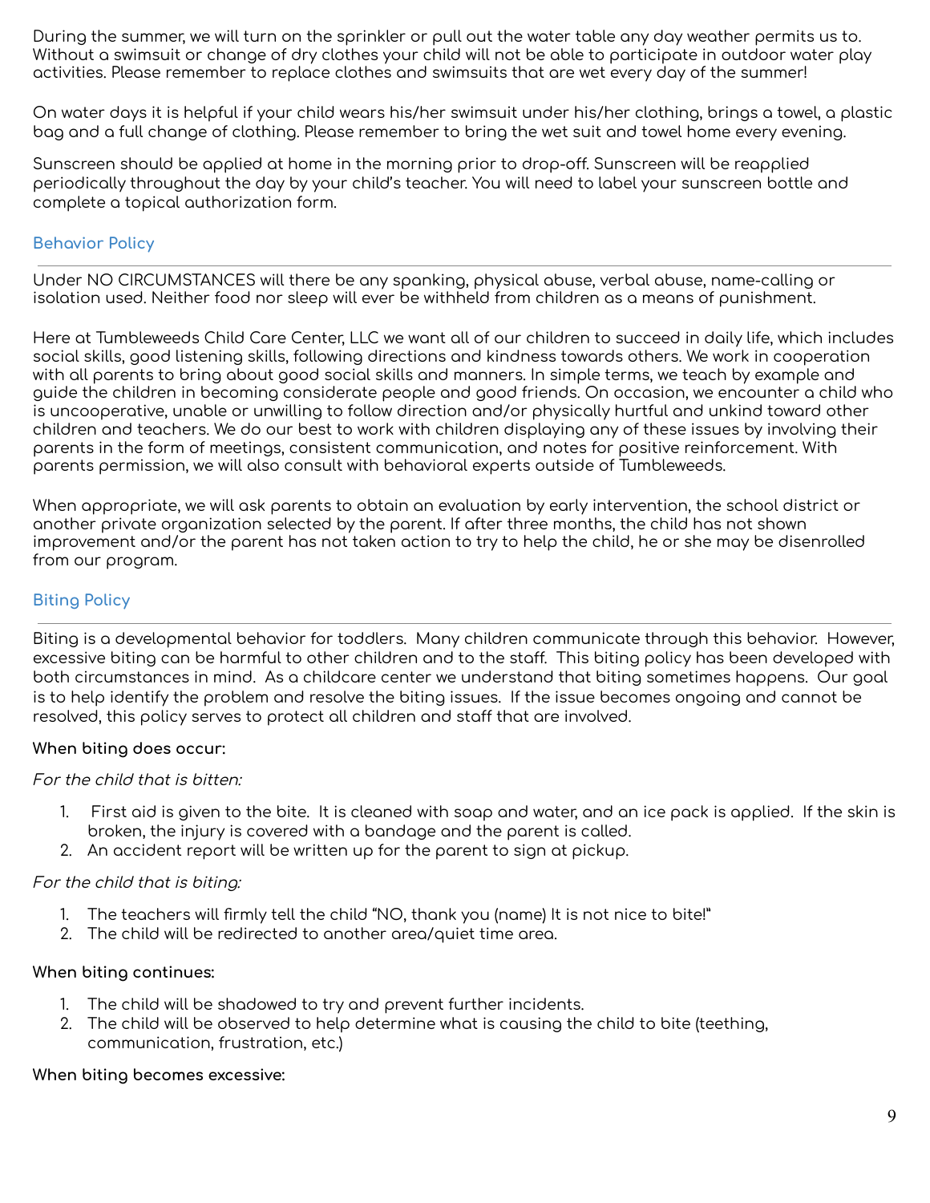During the summer, we will turn on the sprinkler or pull out the water table any day weather permits us to. Without a swimsuit or change of dry clothes your child will not be able to participate in outdoor water play activities. Please remember to replace clothes and swimsuits that are wet every day of the summer!

On water days it is helpful if your child wears his/her swimsuit under his/her clothing, brings a towel, a plastic bag and a full change of clothing. Please remember to bring the wet suit and towel home every evening.

Sunscreen should be applied at home in the morning prior to drop-off. Sunscreen will be reapplied periodically throughout the day by your child's teacher. You will need to label your sunscreen bottle and complete a topical authorization form.

## Behavior Policy

Under NO CIRCUMSTANCES will there be any spanking, physical abuse, verbal abuse, name-calling or isolation used. Neither food nor sleep will ever be withheld from children as a means of punishment.

Here at Tumbleweeds Child Care Center, LLC we want all of our children to succeed in daily life, which includes social skills, good listening skills, following directions and kindness towards others. We work in cooperation with all parents to bring about good social skills and manners. In simple terms, we teach by example and guide the children in becoming considerate people and good friends. On occasion, we encounter a child who is uncooperative, unable or unwilling to follow direction and/or physically hurtful and unkind toward other children and teachers. We do our best to work with children displaying any of these issues by involving their parents in the form of meetings, consistent communication, and notes for positive reinforcement. With parents permission, we will also consult with behavioral experts outside of Tumbleweeds.

When appropriate, we will ask parents to obtain an evaluation by early intervention, the school district or another private organization selected by the parent. If after three months, the child has not shown improvement and/or the parent has not taken action to try to help the child, he or she may be disenrolled from our program.

## Biting Policy

Biting is a developmental behavior for toddlers. Many children communicate through this behavior. However, excessive biting can be harmful to other children and to the staff. This biting policy has been developed with both circumstances in mind. As a childcare center we understand that biting sometimes happens. Our goal is to help identify the problem and resolve the biting issues. If the issue becomes ongoing and cannot be resolved, this policy serves to protect all children and staff that are involved.

**When biting does occur:**

*For the child that is bitten:*

1. First aid is given to the bite. It is cleaned with soap and water, and an ice pack is applied. If the skin is broken, the injury is covered with a bandage and the parent is called.
2. An accident report will be written up for the parent to sign at pickup.

*For the child that is biting:*

1. The teachers will firmly tell the child "NO, thank you (name) It is not nice to bite!"
2. The child will be redirected to another area/quiet time area.

**When biting continues:**

1. The child will be shadowed to try and prevent further incidents.
2. The child will be observed to help determine what is causing the child to bite (teething, communication, frustration, etc.)

**When biting becomes excessive:**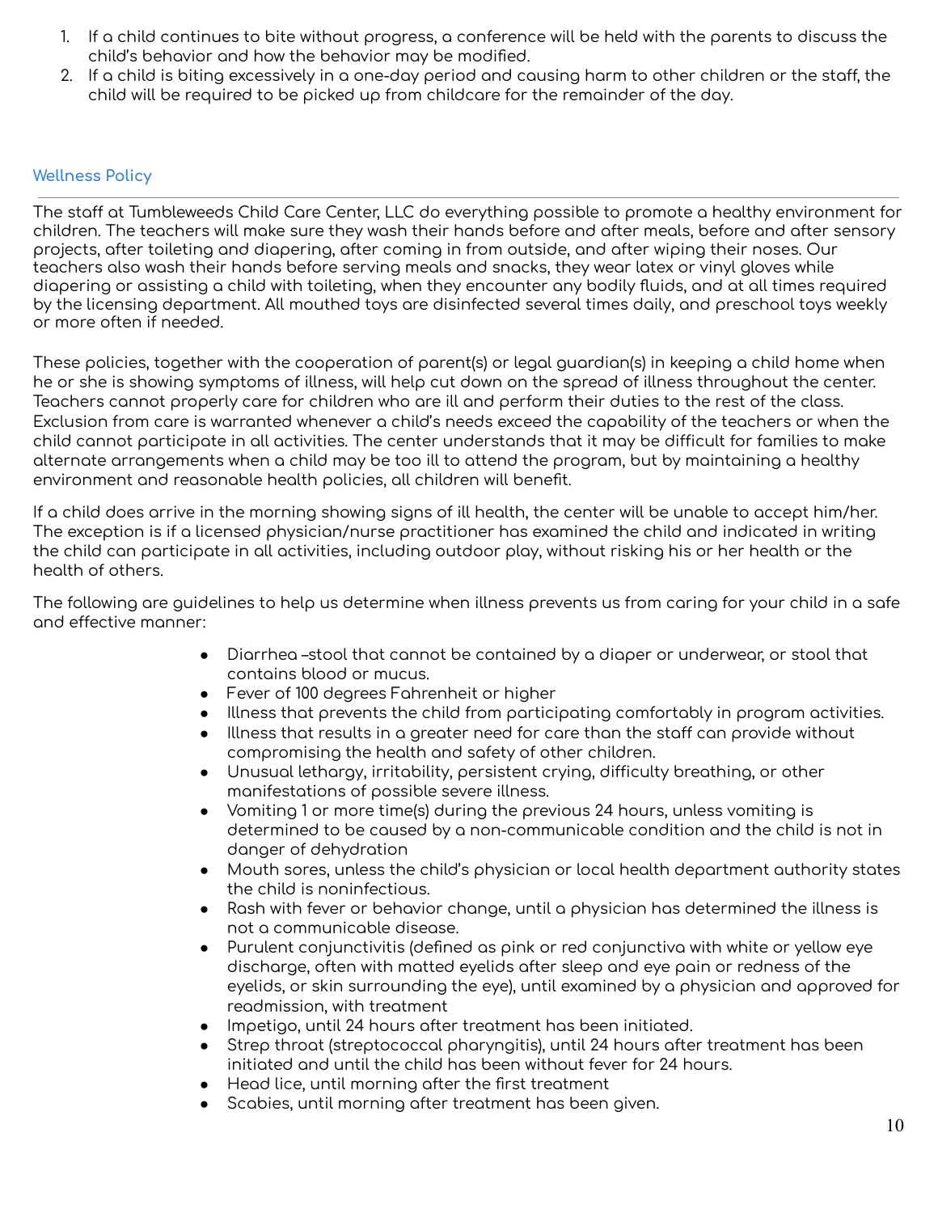1. If a child continues to bite without progress, a conference will be held with the parents to discuss the child's behavior and how the behavior may be modified.
2. If a child is biting excessively in a one-day period and causing harm to other children or the staff, the child will be required to be picked up from childcare for the remainder of the day.

## Wellness Policy

The staff at Tumbleweeds Child Care Center, LLC do everything possible to promote a healthy environment for children. The teachers will make sure they wash their hands before and after meals, before and after sensory projects, after toileting and diapering, after coming in from outside, and after wiping their noses. Our teachers also wash their hands before serving meals and snacks, they wear latex or vinyl gloves while diapering or assisting a child with toileting, when they encounter any bodily fluids, and at all times required by the licensing department. All mouthed toys are disinfected several times daily, and preschool toys weekly or more often if needed.

These policies, together with the cooperation of parent(s) or legal guardian(s) in keeping a child home when he or she is showing symptoms of illness, will help cut down on the spread of illness throughout the center. Teachers cannot properly care for children who are ill and perform their duties to the rest of the class. Exclusion from care is warranted whenever a child's needs exceed the capability of the teachers or when the child cannot participate in all activities. The center understands that it may be difficult for families to make alternate arrangements when a child may be too ill to attend the program, but by maintaining a healthy environment and reasonable health policies, all children will benefit.

If a child does arrive in the morning showing signs of ill health, the center will be unable to accept him/her. The exception is if a licensed physician/nurse practitioner has examined the child and indicated in writing the child can participate in all activities, including outdoor play, without risking his or her health or the health of others.

The following are guidelines to help us determine when illness prevents us from caring for your child in a safe and effective manner:

- Diarrhea –stool that cannot be contained by a diaper or underwear, or stool that contains blood or mucus.
- Fever of 100 degrees Fahrenheit or higher
- Illness that prevents the child from participating comfortably in program activities.
- Illness that results in a greater need for care than the staff can provide without compromising the health and safety of other children.
- Unusual lethargy, irritability, persistent crying, difficulty breathing, or other manifestations of possible severe illness.
- Vomiting 1 or more time(s) during the previous 24 hours, unless vomiting is determined to be caused by a non-communicable condition and the child is not in danger of dehydration
- Mouth sores, unless the child's physician or local health department authority states the child is noninfectious.
- Rash with fever or behavior change, until a physician has determined the illness is not a communicable disease.
- Purulent conjunctivitis (defined as pink or red conjunctiva with white or yellow eye discharge, often with matted eyelids after sleep and eye pain or redness of the eyelids, or skin surrounding the eye), until examined by a physician and approved for readmission, with treatment
- Impetigo, until 24 hours after treatment has been initiated.
- Strep throat (streptococcal pharyngitis), until 24 hours after treatment has been initiated and until the child has been without fever for 24 hours.
- Head lice, until morning after the first treatment
- Scabies, until morning after treatment has been given.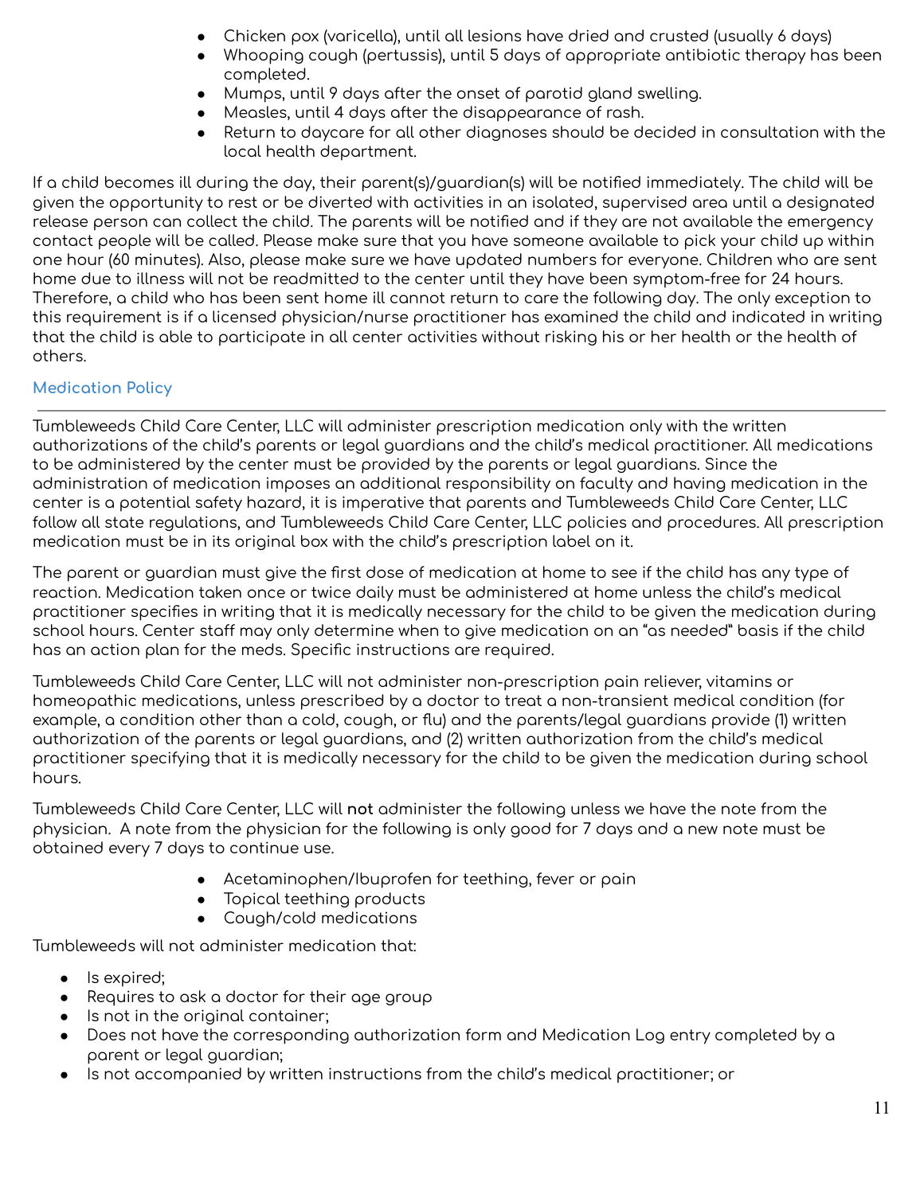- Chicken pox (varicella), until all lesions have dried and crusted (usually 6 days)
- Whooping cough (pertussis), until 5 days of appropriate antibiotic therapy has been completed.
- Mumps, until 9 days after the onset of parotid gland swelling.
- Measles, until 4 days after the disappearance of rash.
- Return to daycare for all other diagnoses should be decided in consultation with the local health department.

If a child becomes ill during the day, their parent(s)/guardian(s) will be notified immediately. The child will be given the opportunity to rest or be diverted with activities in an isolated, supervised area until a designated release person can collect the child. The parents will be notified and if they are not available the emergency contact people will be called. Please make sure that you have someone available to pick your child up within one hour (60 minutes). Also, please make sure we have updated numbers for everyone. Children who are sent home due to illness will not be readmitted to the center until they have been symptom-free for 24 hours. Therefore, a child who has been sent home ill cannot return to care the following day. The only exception to this requirement is if a licensed physician/nurse practitioner has examined the child and indicated in writing that the child is able to participate in all center activities without risking his or her health or the health of others.

## Medication Policy

Tumbleweeds Child Care Center, LLC will administer prescription medication only with the written authorizations of the child's parents or legal guardians and the child's medical practitioner. All medications to be administered by the center must be provided by the parents or legal guardians. Since the administration of medication imposes an additional responsibility on faculty and having medication in the center is a potential safety hazard, it is imperative that parents and Tumbleweeds Child Care Center, LLC follow all state regulations, and Tumbleweeds Child Care Center, LLC policies and procedures. All prescription medication must be in its original box with the child's prescription label on it.

The parent or guardian must give the first dose of medication at home to see if the child has any type of reaction. Medication taken once or twice daily must be administered at home unless the child's medical practitioner specifies in writing that it is medically necessary for the child to be given the medication during school hours. Center staff may only determine when to give medication on an "as needed" basis if the child has an action plan for the meds. Specific instructions are required.

Tumbleweeds Child Care Center, LLC will not administer non-prescription pain reliever, vitamins or homeopathic medications, unless prescribed by a doctor to treat a non-transient medical condition (for example, a condition other than a cold, cough, or flu) and the parents/legal guardians provide (1) written authorization of the parents or legal guardians, and (2) written authorization from the child's medical practitioner specifying that it is medically necessary for the child to be given the medication during school hours.

Tumbleweeds Child Care Center, LLC will **not** administer the following unless we have the note from the physician. A note from the physician for the following is only good for 7 days and a new note must be obtained every 7 days to continue use.

- Acetaminophen/Ibuprofen for teething, fever or pain
- Topical teething products
- Cough/cold medications

Tumbleweeds will not administer medication that:

- Is expired;
- Requires to ask a doctor for their age group
- Is not in the original container;
- Does not have the corresponding authorization form and Medication Log entry completed by a parent or legal guardian;
- Is not accompanied by written instructions from the child's medical practitioner; or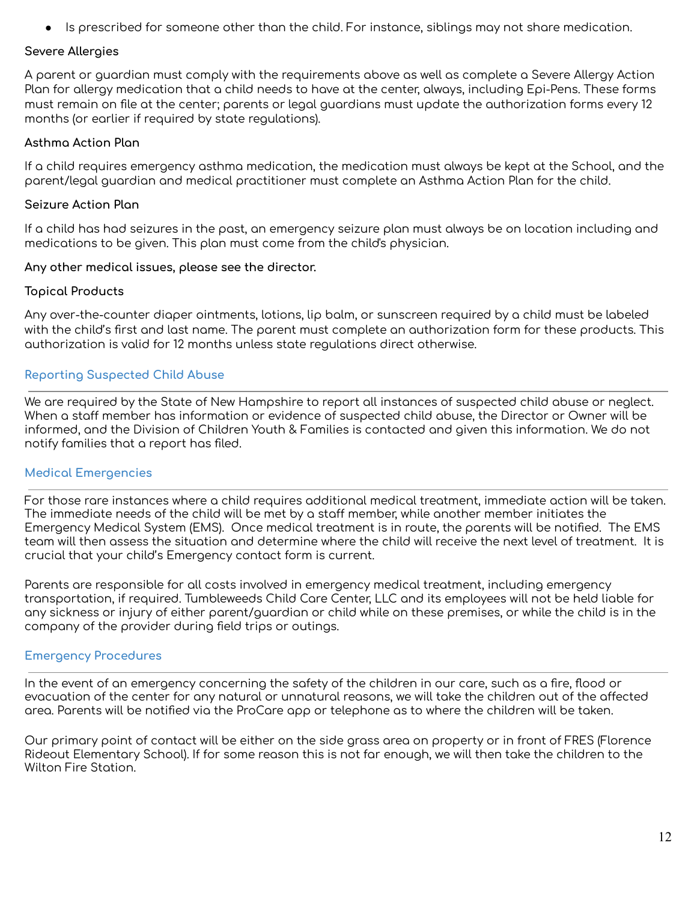- Is prescribed for someone other than the child. For instance, siblings may not share medication.

**Severe Allergies**

A parent or guardian must comply with the requirements above as well as complete a Severe Allergy Action Plan for allergy medication that a child needs to have at the center, always, including Epi-Pens. These forms must remain on file at the center; parents or legal guardians must update the authorization forms every 12 months (or earlier if required by state regulations).

**Asthma Action Plan**

If a child requires emergency asthma medication, the medication must always be kept at the School, and the parent/legal guardian and medical practitioner must complete an Asthma Action Plan for the child.

**Seizure Action Plan**

If a child has had seizures in the past, an emergency seizure plan must always be on location including and medications to be given. This plan must come from the child's physician.

**Any other medical issues, please see the director.**

**Topical Products**

Any over-the-counter diaper ointments, lotions, lip balm, or sunscreen required by a child must be labeled with the child's first and last name. The parent must complete an authorization form for these products. This authorization is valid for 12 months unless state regulations direct otherwise.

## Reporting Suspected Child Abuse

We are required by the State of New Hampshire to report all instances of suspected child abuse or neglect. When a staff member has information or evidence of suspected child abuse, the Director or Owner will be informed, and the Division of Children Youth & Families is contacted and given this information. We do not notify families that a report has filed.

## Medical Emergencies

For those rare instances where a child requires additional medical treatment, immediate action will be taken. The immediate needs of the child will be met by a staff member, while another member initiates the Emergency Medical System (EMS). Once medical treatment is in route, the parents will be notified. The EMS team will then assess the situation and determine where the child will receive the next level of treatment. It is crucial that your child's Emergency contact form is current.

Parents are responsible for all costs involved in emergency medical treatment, including emergency transportation, if required. Tumbleweeds Child Care Center, LLC and its employees will not be held liable for any sickness or injury of either parent/guardian or child while on these premises, or while the child is in the company of the provider during field trips or outings.

## Emergency Procedures

In the event of an emergency concerning the safety of the children in our care, such as a fire, flood or evacuation of the center for any natural or unnatural reasons, we will take the children out of the affected area. Parents will be notified via the ProCare app or telephone as to where the children will be taken.

Our primary point of contact will be either on the side grass area on property or in front of FRES (Florence Rideout Elementary School). If for some reason this is not far enough, we will then take the children to the Wilton Fire Station.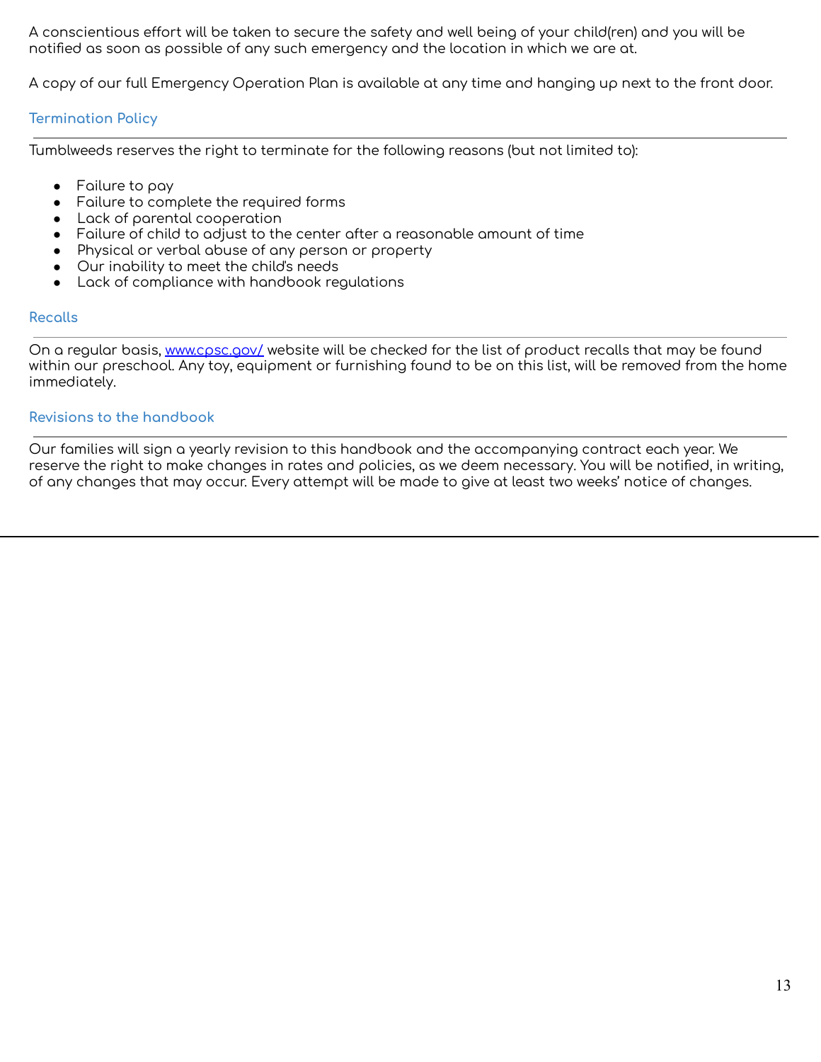A conscientious effort will be taken to secure the safety and well being of your child(ren) and you will be notified as soon as possible of any such emergency and the location in which we are at.

A copy of our full Emergency Operation Plan is available at any time and hanging up next to the front door.

## Termination Policy

Tumblweeds reserves the right to terminate for the following reasons (but not limited to):

- Failure to pay
- Failure to complete the required forms
- Lack of parental cooperation
- Failure of child to adjust to the center after a reasonable amount of time
- Physical or verbal abuse of any person or property
- Our inability to meet the child's needs
- Lack of compliance with handbook regulations

## Recalls

On a regular basis, [www.cpsc.gov/](www.cpsc.gov/) website will be checked for the list of product recalls that may be found within our preschool. Any toy, equipment or furnishing found to be on this list, will be removed from the home immediately.

## Revisions to the handbook

Our families will sign a yearly revision to this handbook and the accompanying contract each year. We reserve the right to make changes in rates and policies, as we deem necessary. You will be notified, in writing, of any changes that may occur. Every attempt will be made to give at least two weeks' notice of changes.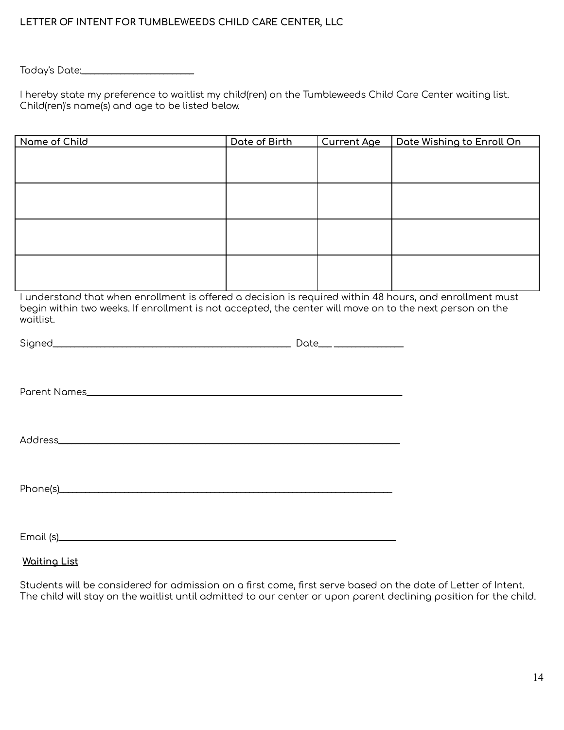**LETTER OF INTENT FOR TUMBLEWEEDS CHILD CARE CENTER, LLC**

Today's Date:______________________

I hereby state my preference to waitlist my child(ren) on the Tumbleweeds Child Care Center waiting list. Child(ren)'s name(s) and age to be listed below.

| Name of Child | Date of Birth | Current Age | Date Wishing to Enroll On |
|---|---|---|---|
| | | | |
| | | | |
| | | | |
| | | | |

I understand that when enrollment is offered a decision is required within 48 hours, and enrollment must begin within two weeks. If enrollment is not accepted, the center will move on to the next person on the waitlist.

Signed_____________________________________________ Date___ _____________

Parent Names____________________________________________________________

Address_________________________________________________________________

Phone(s)_______________________________________________________________

Email (s)________________________________________________________________

**Waiting List**

Students will be considered for admission on a first come, first serve based on the date of Letter of Intent. The child will stay on the waitlist until admitted to our center or upon parent declining position for the child.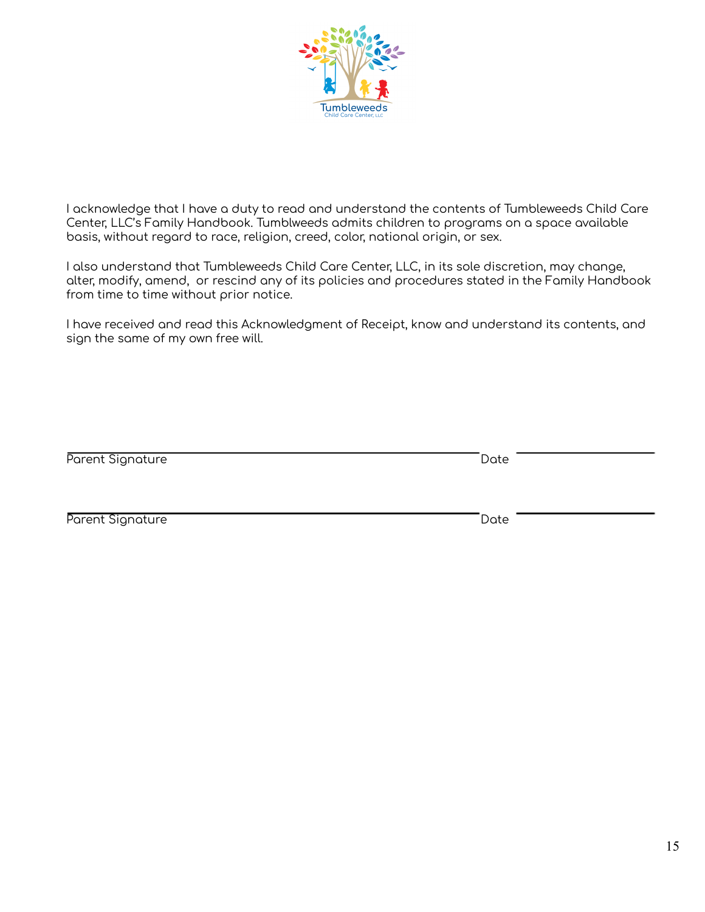I acknowledge that I have a duty to read and understand the contents of Tumbleweeds Child Care Center, LLC's Family Handbook. Tumblweeds admits children to programs on a space available basis, without regard to race, religion, creed, color, national origin, or sex.

I also understand that Tumbleweeds Child Care Center, LLC, in its sole discretion, may change, alter, modify, amend, or rescind any of its policies and procedures stated in the Family Handbook from time to time without prior notice.

I have received and read this Acknowledgment of Receipt, know and understand its contents, and sign the same of my own free will.

Parent Signature ______________________________ Date ______________

Parent Signature ______________________________ Date ______________